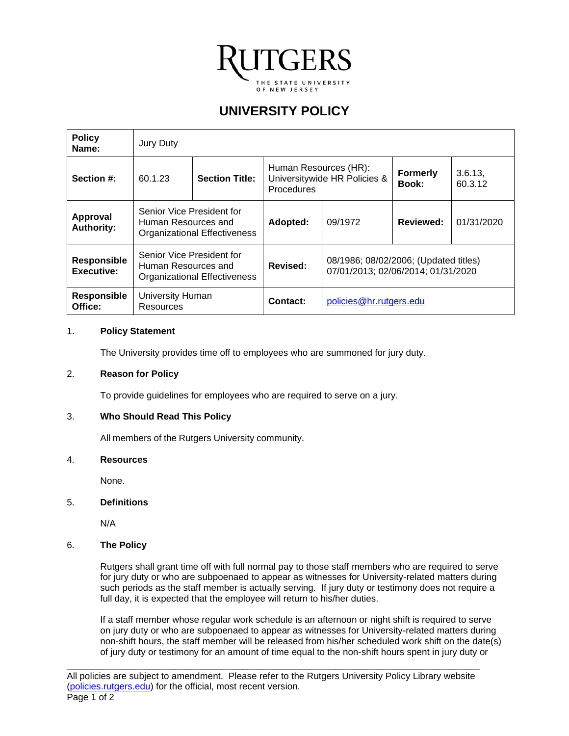RUTGERS

THE STATE UNIVERSITY OF NEW JERSEY

# UNIVERSITY POLICY

| **Policy Name:** | Jury Duty | | | | | |
|---|---|---|---|---|---|---|
| **Section #:** | 60.1.23 | **Section Title:** | Human Resources (HR): Universitywide HR Policies & Procedures | | **Formerly Book:** | 3.6.13, 60.3.12 |
| **Approval Authority:** | Senior Vice President for Human Resources and Organizational Effectiveness | | **Adopted:** | 09/1972 | **Reviewed:** | 01/31/2020 |
| **Responsible Executive:** | Senior Vice President for Human Resources and Organizational Effectiveness | | **Revised:** | 08/1986; 08/02/2006; (Updated titles) 07/01/2013; 02/06/2014; 01/31/2020 | | |
| **Responsible Office:** | University Human Resources | | **Contact:** | policies@hr.rutgers.edu | | |

## 1. Policy Statement

The University provides time off to employees who are summoned for jury duty.

## 2. Reason for Policy

To provide guidelines for employees who are required to serve on a jury.

## 3. Who Should Read This Policy

All members of the Rutgers University community.

## 4. Resources

None.

## 5. Definitions

N/A

## 6. The Policy

Rutgers shall grant time off with full normal pay to those staff members who are required to serve for jury duty or who are subpoenaed to appear as witnesses for University-related matters during such periods as the staff member is actually serving. If jury duty or testimony does not require a full day, it is expected that the employee will return to his/her duties.

If a staff member whose regular work schedule is an afternoon or night shift is required to serve on jury duty or who are subpoenaed to appear as witnesses for University-related matters during non-shift hours, the staff member will be released from his/her scheduled work shift on the date(s) of jury duty or testimony for an amount of time equal to the non-shift hours spent in jury duty or

All policies are subject to amendment. Please refer to the Rutgers University Policy Library website (policies.rutgers.edu) for the official, most recent version.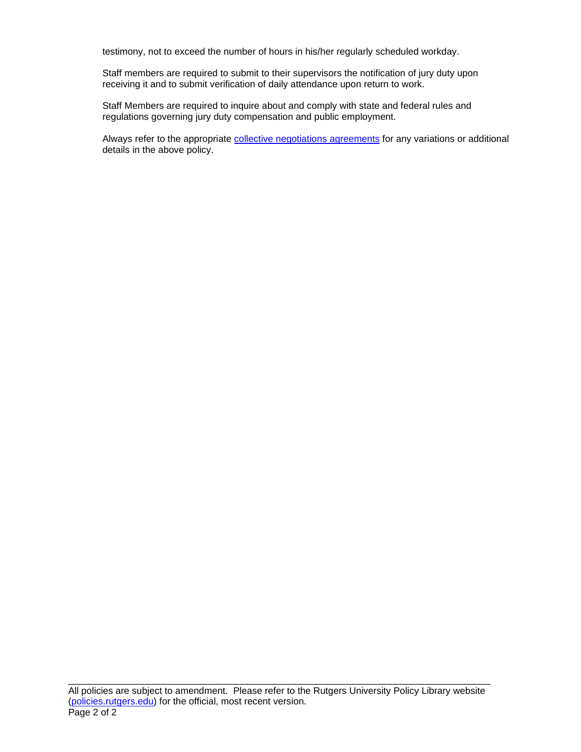testimony, not to exceed the number of hours in his/her regularly scheduled workday.

Staff members are required to submit to their supervisors the notification of jury duty upon receiving it and to submit verification of daily attendance upon return to work.

Staff Members are required to inquire about and comply with state and federal rules and regulations governing jury duty compensation and public employment.

Always refer to the appropriate collective negotiations agreements for any variations or additional details in the above policy.